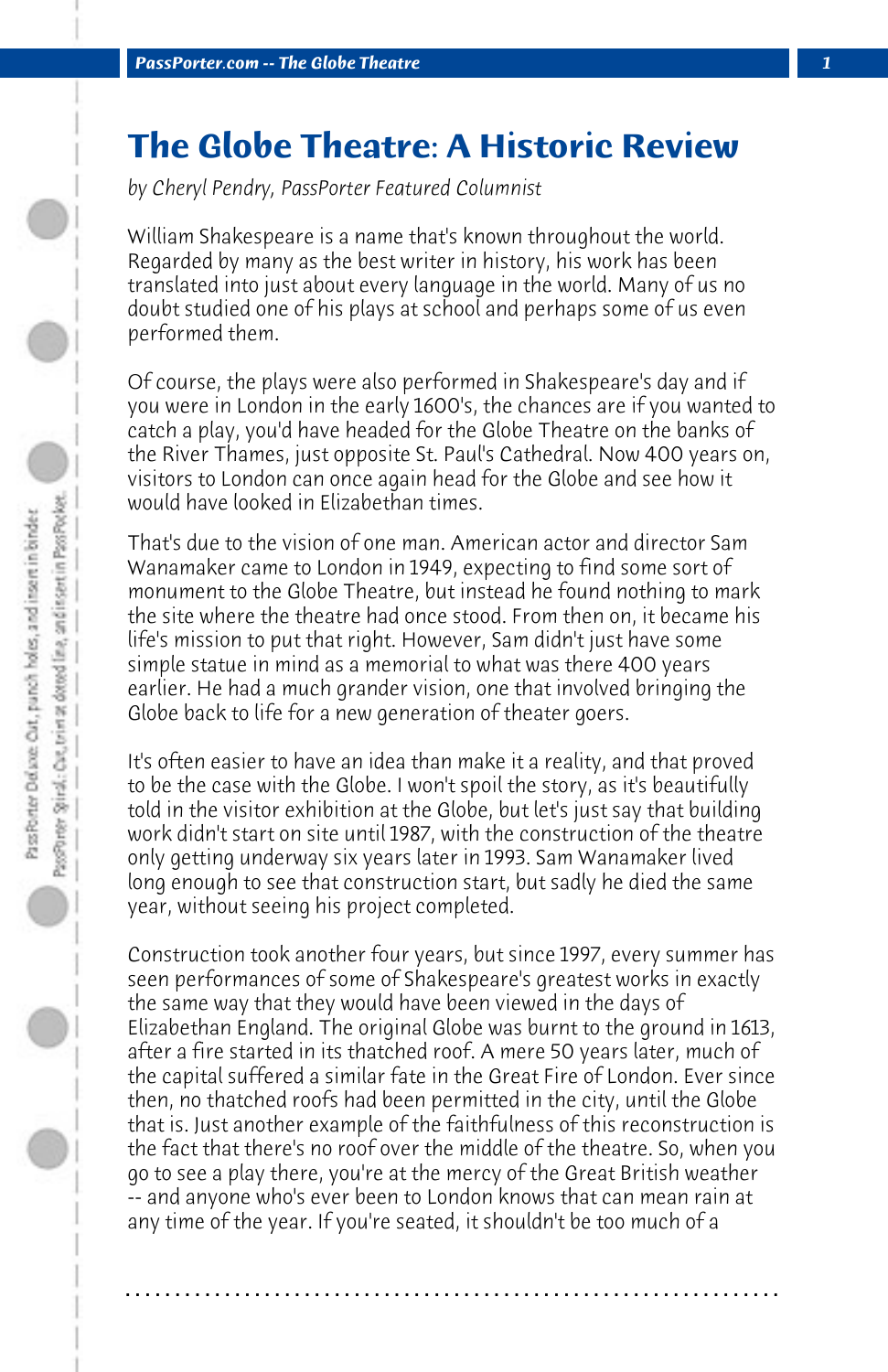# The Globe Theatre: A Historic Review

*by Cheryl Pendry, PassPorter Featured Columnist*

William Shakespeare is a name that's known throughout the world. Regarded by many as the best writer in history, his work has been translated into just about every language in the world. Many of us no doubt studied one of his plays at school and perhaps some of us even performed them.

Of course, the plays were also performed in Shakespeare's day and if you were in London in the early 1600's, the chances are if you wanted to catch a play, you'd have headed for the Globe Theatre on the banks of the River Thames, just opposite St. Paul's Cathedral. Now 400 years on, visitors to London can once again head for the Globe and see how it would have looked in Elizabethan times.

That's due to the vision of one man. American actor and director Sam Wanamaker came to London in 1949, expecting to find some sort of monument to the Globe Theatre, but instead he found nothing to mark the site where the theatre had once stood. From then on, it became his life's mission to put that right. However, Sam didn't just have some simple statue in mind as a memorial to what was there 400 years earlier. He had a much grander vision, one that involved bringing the Globe back to life for a new generation of theater goers.

It's often easier to have an idea than make it a reality, and that proved to be the case with the Globe. I won't spoil the story, as it's beautifully told in the visitor exhibition at the Globe, but let's just say that building work didn't start on site until 1987, with the construction of the theatre only getting underway six years later in 1993. Sam Wanamaker lived long enough to see that construction start, but sadly he died the same year, without seeing his project completed.

Construction took another four years, but since 1997, every summer has seen performances of some of Shakespeare's greatest works in exactly the same way that they would have been viewed in the days of Elizabethan England. The original Globe was burnt to the ground in 1613, after a fire started in its thatched roof. A mere 50 years later, much of the capital suffered a similar fate in the Great Fire of London. Ever since then, no thatched roofs had been permitted in the city, until the Globe that is. Just another example of the faithfulness of this reconstruction is the fact that there's no roof over the middle of the theatre. So, when you go to see a play there, you're at the mercy of the Great British weather -- and anyone who's ever been to London knows that can mean rain at any time of the year. If you're seated, it shouldn't be too much of a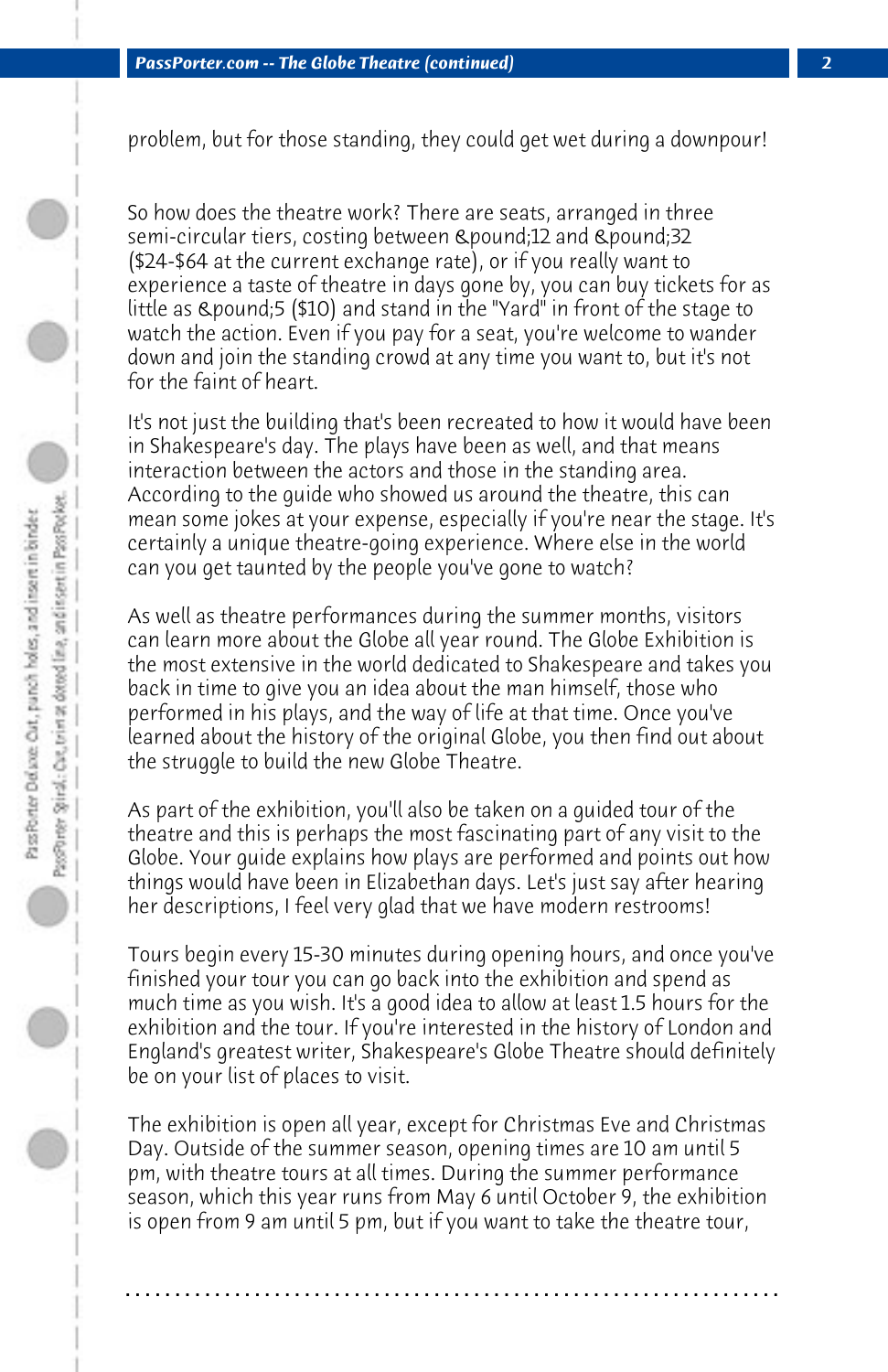problem, but for those standing, they could get wet during a downpour!

So how does the theatre work? There are seats, arranged in three semi-circular tiers, costing between &pound;12 and &pound;32 ($24-$64 at the current exchange rate), or if you really want to experience a taste of theatre in days gone by, you can buy tickets for as little as &pound;5 ($10) and stand in the "Yard" in front of the stage to watch the action. Even if you pay for a seat, you're welcome to wander down and join the standing crowd at any time you want to, but it's not for the faint of heart.

It's not just the building that's been recreated to how it would have been in Shakespeare's day. The plays have been as well, and that means interaction between the actors and those in the standing area. According to the guide who showed us around the theatre, this can mean some jokes at your expense, especially if you're near the stage. It's certainly a unique theatre-going experience. Where else in the world can you get taunted by the people you've gone to watch?

As well as theatre performances during the summer months, visitors can learn more about the Globe all year round. The Globe Exhibition is the most extensive in the world dedicated to Shakespeare and takes you back in time to give you an idea about the man himself, those who performed in his plays, and the way of life at that time. Once you've learned about the history of the original Globe, you then find out about the struggle to build the new Globe Theatre.

As part of the exhibition, you'll also be taken on a guided tour of the theatre and this is perhaps the most fascinating part of any visit to the Globe. Your guide explains how plays are performed and points out how things would have been in Elizabethan days. Let's just say after hearing her descriptions, I feel very glad that we have modern restrooms!

Tours begin every 15-30 minutes during opening hours, and once you've finished your tour you can go back into the exhibition and spend as much time as you wish. It's a good idea to allow at least 1.5 hours for the exhibition and the tour. If you're interested in the history of London and England's greatest writer, Shakespeare's Globe Theatre should definitely be on your list of places to visit.

The exhibition is open all year, except for Christmas Eve and Christmas Day. Outside of the summer season, opening times are 10 am until 5 pm, with theatre tours at all times. During the summer performance season, which this year runs from May 6 until October 9, the exhibition is open from 9 am until 5 pm, but if you want to take the theatre tour,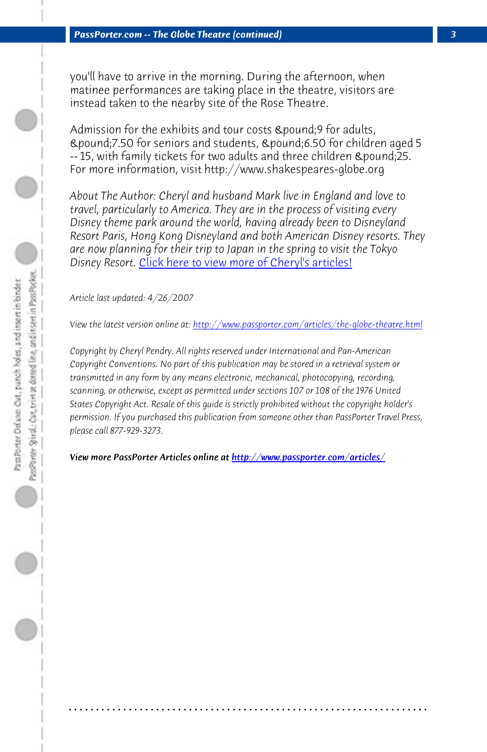you'll have to arrive in the morning. During the afternoon, when matinee performances are taking place in the theatre, visitors are instead taken to the nearby site of the Rose Theatre.

Admission for the exhibits and tour costs &pound;9 for adults, &pound;7.50 for seniors and students, &pound;6.50 for children aged 5 -- 15, with family tickets for two adults and three children &pound;25. For more information, visit http://www.shakespeares-globe.org

*About The Author: Cheryl and husband Mark live in England and love to travel, particularly to America. They are in the process of visiting every Disney theme park around the world, having already been to Disneyland Resort Paris, Hong Kong Disneyland and both American Disney resorts. They are now planning for their trip to Japan in the spring to visit the Tokyo Disney Resort.* Click here to view more of Cheryl's articles!

*Article last updated: 4/26/2007*

*View the latest version online at: http://www.passporter.com/articles/the-globe-theatre.html*

*Copyright by Cheryl Pendry. All rights reserved under International and Pan-American Copyright Conventions. No part of this publication may be stored in a retrieval system or transmitted in any form by any means electronic, mechanical, photocopying, recording, scanning, or otherwise, except as permitted under sections 107 or 108 of the 1976 United States Copyright Act. Resale of this guide is strictly prohibited without the copyright holder's permission. If you purchased this publication from someone other than PassPorter Travel Press, please call 877-929-3273.*

***View more PassPorter Articles online at http://www.passporter.com/articles/***